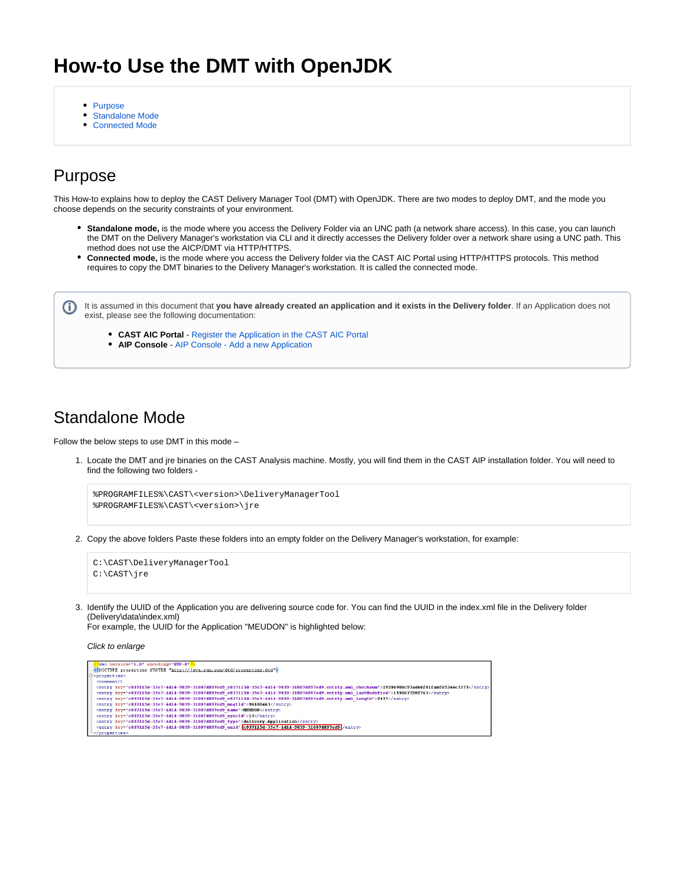# How-to Use the DMT with OpenJDK

- Purpose
- Standalone Mode
- Connected Mode

## Purpose

This How-to explains how to deploy the CAST Delivery Manager Tool (DMT) with OpenJDK. There are two modes to deploy DMT, and the mode you choose depends on the security constraints of your environment.

- **Standalone mode,** is the mode where you access the Delivery Folder via an UNC path (a network share access). In this case, you can launch the DMT on the Delivery Manager's workstation via CLI and it directly accesses the Delivery folder over a network share using a UNC path. This method does not use the AICP/DMT via HTTP/HTTPS.
- **Connected mode,** is the mode where you access the Delivery folder via the CAST AIC Portal using HTTP/HTTPS protocols. This method requires to copy the DMT binaries to the Delivery Manager's workstation. It is called the connected mode.

> It is assumed in this document that **you have already created an application and it exists in the Delivery folder**. If an Application does not exist, please see the following documentation:
>
> - **CAST AIC Portal** - Register the Application in the CAST AIC Portal
> - **AIP Console** - AIP Console - Add a new Application

## Standalone Mode

Follow the below steps to use DMT in this mode –

1. Locate the DMT and jre binaries on the CAST Analysis machine. Mostly, you will find them in the CAST AIP installation folder. You will need to find the following two folders -

   ```
   %PROGRAMFILES%\CAST\<version>\DeliveryManagerTool
   %PROGRAMFILES%\CAST\<version>\jre
   ```

2. Copy the above folders Paste these folders into an empty folder on the Delivery Manager's workstation, for example:

   ```
   C:\CAST\DeliveryManagerTool
   C:\CAST\jre
   ```

3. Identify the UUID of the Application you are delivering source code for. You can find the UUID in the index.xml file in the Delivery folder (Delivery\data\index.xml)
   For example, the UUID for the Application "MEUDON" is highlighted below:

   *Click to enlarge*

   ```
   <?xml version="1.0" encoding="UTF-8"?>
   <!DOCTYPE properties SYSTEM "http://java.sun.com/dtd/properties.dtd">
   <properties>
     <comment/>
     <entry key="c037115d-35e7-4d14-9839-310074897ed9_c037115d-35e7-4d14-9839-310074897ed9.entity.xml_checksum">19206900c97ad66f01fabf65344c3375</entry>
     <entry key="c037115d-35e7-4d14-9839-310074897ed9_c037115d-35e7-4d14-9839-310074897ed9.entity.xml_lastModified">1550677282763</entry>
     <entry key="c037115d-35e7-4d14-9839-310074897ed9_c037115d-35e7-4d14-9839-310074897ed9.entity.xml_length">2437</entry>
     <entry key="c037115d-35e7-4d14-9839-310074897ed9_mngtId">96180463</entry>
     <entry key="c037115d-35e7-4d14-9839-310074897ed9_name">MEUDON</entry>
     <entry key="c037115d-35e7-4d14-9839-310074897ed9_syncId">15</entry>
     <entry key="c037115d-35e7-4d14-9839-310074897ed9_type">delivery.Application</entry>
     <entry key="c037115d-35e7-4d14-9839-310074897ed9_uuid">c037115d-35e7-4d14-9839-310074897ed9</entry>
   </properties>
   ```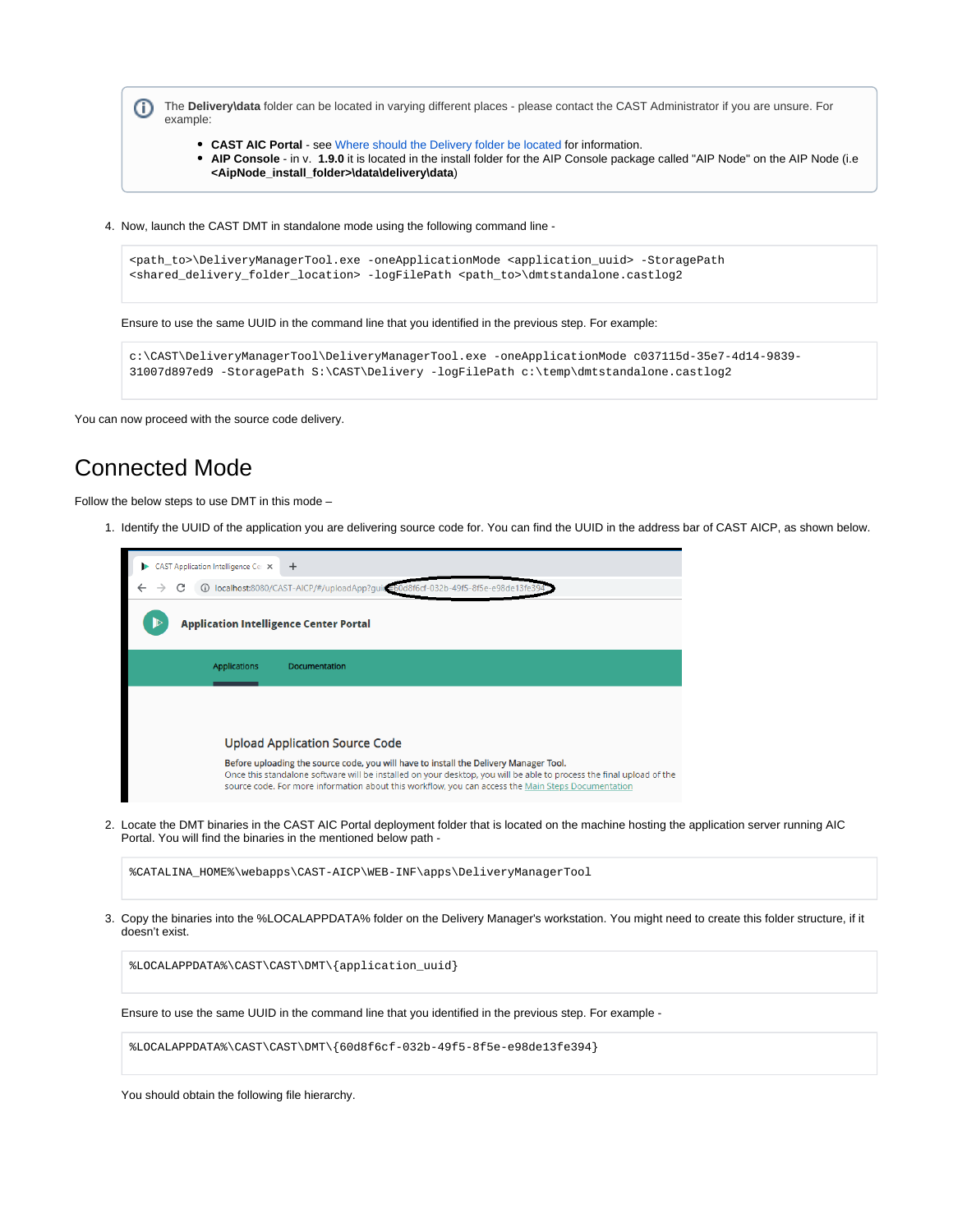The **Delivery\data** folder can be located in varying different places - please contact the CAST Administrator if you are unsure. For example:

- **CAST AIC Portal** - see Where should the Delivery folder be located for information.
- **AIP Console** - in v. **1.9.0** it is located in the install folder for the AIP Console package called "AIP Node" on the AIP Node (i.e **<AipNode_install_folder>\data\delivery\data**)

4. Now, launch the CAST DMT in standalone mode using the following command line -

```
<path_to>\DeliveryManagerTool.exe -oneApplicationMode <application_uuid> -StoragePath
<shared_delivery_folder_location> -logFilePath <path_to>\dmtstandalone.castlog2
```

Ensure to use the same UUID in the command line that you identified in the previous step. For example:

```
c:\CAST\DeliveryManagerTool\DeliveryManagerTool.exe -oneApplicationMode c037115d-35e7-4d14-9839-
31007d897ed9 -StoragePath S:\CAST\Delivery -logFilePath c:\temp\dmtstandalone.castlog2
```

You can now proceed with the source code delivery.

# Connected Mode

Follow the below steps to use DMT in this mode –

1. Identify the UUID of the application you are delivering source code for. You can find the UUID in the address bar of CAST AICP, as shown below.

2. Locate the DMT binaries in the CAST AIC Portal deployment folder that is located on the machine hosting the application server running AIC Portal. You will find the binaries in the mentioned below path -

```
%CATALINA_HOME%\webapps\CAST-AICP\WEB-INF\apps\DeliveryManagerTool
```

3. Copy the binaries into the %LOCALAPPDATA% folder on the Delivery Manager's workstation. You might need to create this folder structure, if it doesn't exist.

```
%LOCALAPPDATA%\CAST\CAST\DMT\{application_uuid}
```

Ensure to use the same UUID in the command line that you identified in the previous step. For example -

```
%LOCALAPPDATA%\CAST\CAST\DMT\{60d8f6cf-032b-49f5-8f5e-e98de13fe394}
```

You should obtain the following file hierarchy.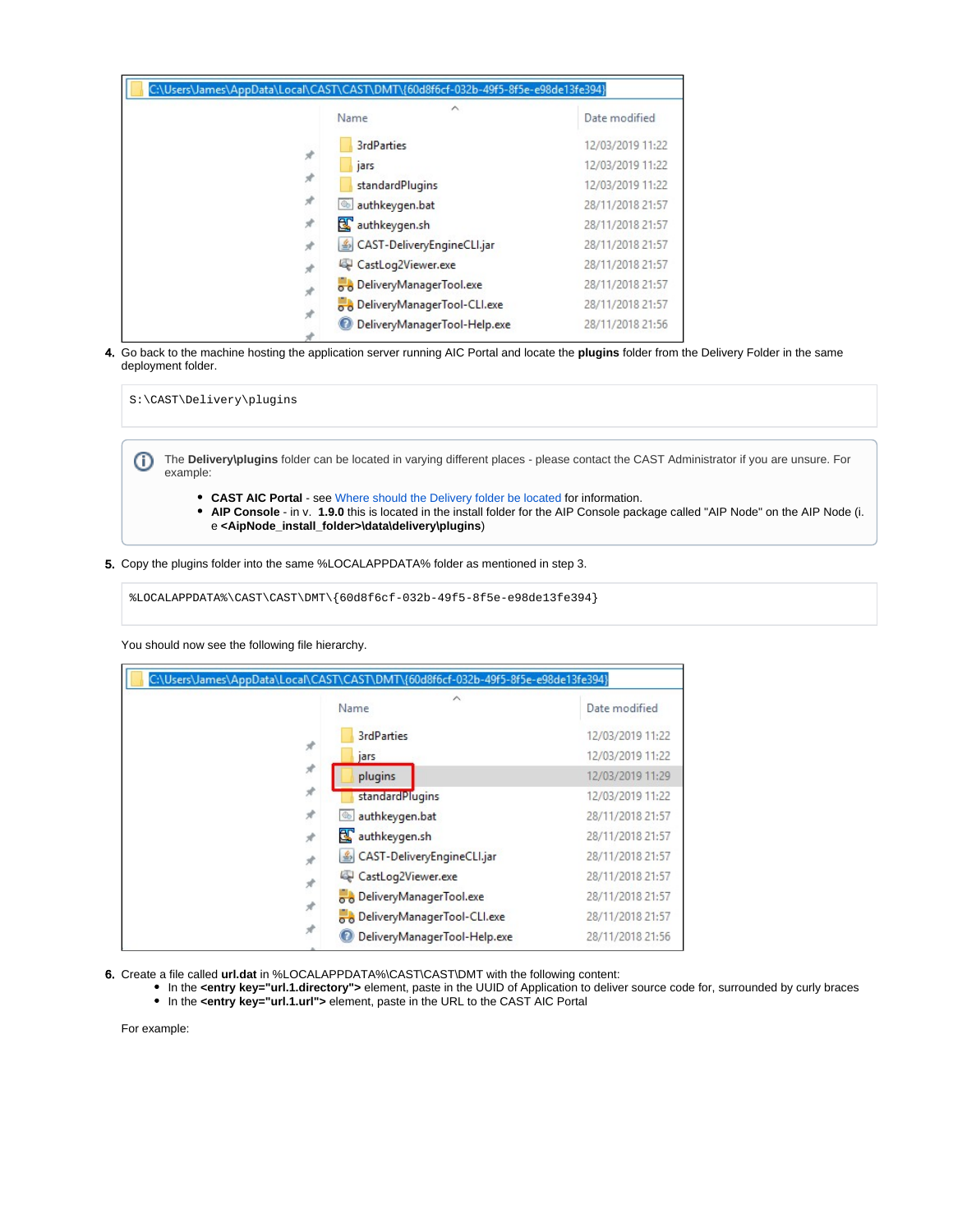4. Go back to the machine hosting the application server running AIC Portal and locate the **plugins** folder from the Delivery Folder in the same deployment folder.

```
S:\CAST\Delivery\plugins
```

> The **Delivery\plugins** folder can be located in varying different places - please contact the CAST Administrator if you are unsure. For example:
>
> - **CAST AIC Portal** - see Where should the Delivery folder be located for information.
> - **AIP Console** - in v. **1.9.0** this is located in the install folder for the AIP Console package called "AIP Node" on the AIP Node (i.e **<AipNode_install_folder>\data\delivery\plugins**)

5. Copy the plugins folder into the same %LOCALAPPDATA% folder as mentioned in step 3.

```
%LOCALAPPDATA%\CAST\CAST\DMT\{60d8f6cf-032b-49f5-8f5e-e98de13fe394}
```

You should now see the following file hierarchy.

6. Create a file called **url.dat** in %LOCALAPPDATA%\CAST\CAST\DMT with the following content:
   - In the **<entry key="url.1.directory">** element, paste in the UUID of Application to deliver source code for, surrounded by curly braces
   - In the **<entry key="url.1.url">** element, paste in the URL to the CAST AIC Portal

For example: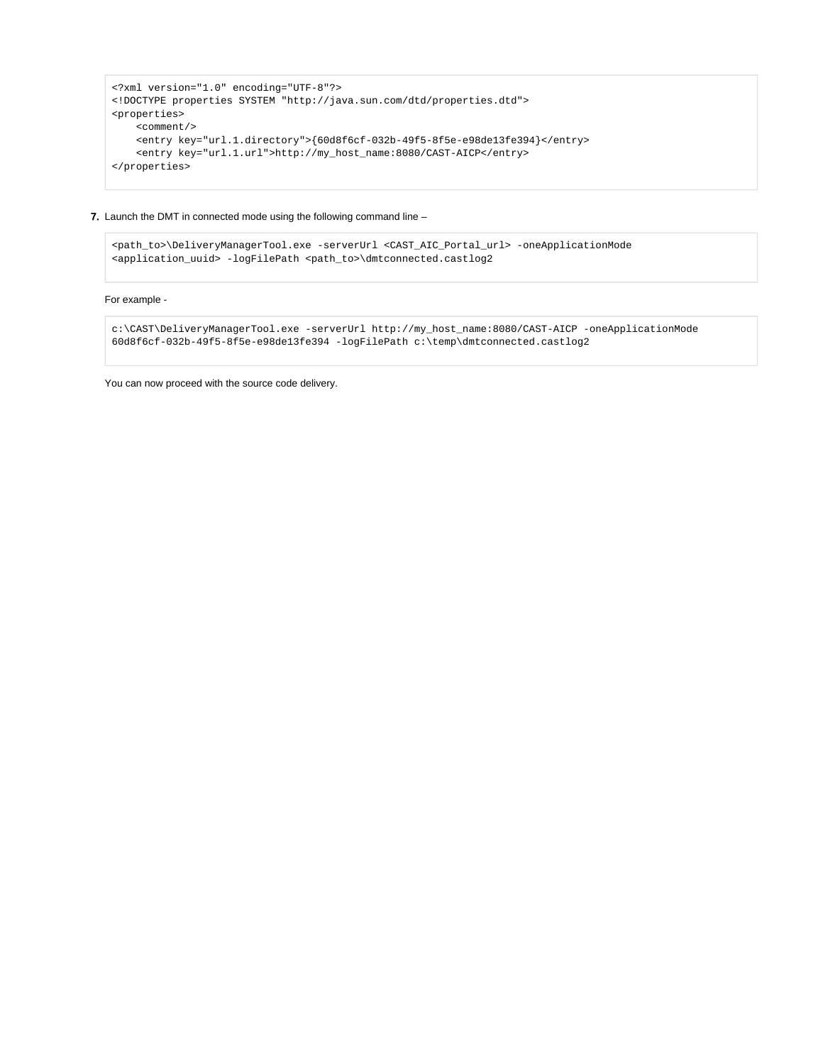```
<?xml version="1.0" encoding="UTF-8"?>
<!DOCTYPE properties SYSTEM "http://java.sun.com/dtd/properties.dtd">
<properties>
    <comment/>
    <entry key="url.1.directory">{60d8f6cf-032b-49f5-8f5e-e98de13fe394}</entry>
    <entry key="url.1.url">http://my_host_name:8080/CAST-AICP</entry>
</properties>
```

7. Launch the DMT in connected mode using the following command line –

```
<path_to>\DeliveryManagerTool.exe -serverUrl <CAST_AIC_Portal_url> -oneApplicationMode
<application_uuid> -logFilePath <path_to>\dmtconnected.castlog2
```

For example -

```
c:\CAST\DeliveryManagerTool.exe -serverUrl http://my_host_name:8080/CAST-AICP -oneApplicationMode
60d8f6cf-032b-49f5-8f5e-e98de13fe394 -logFilePath c:\temp\dmtconnected.castlog2
```

You can now proceed with the source code delivery.